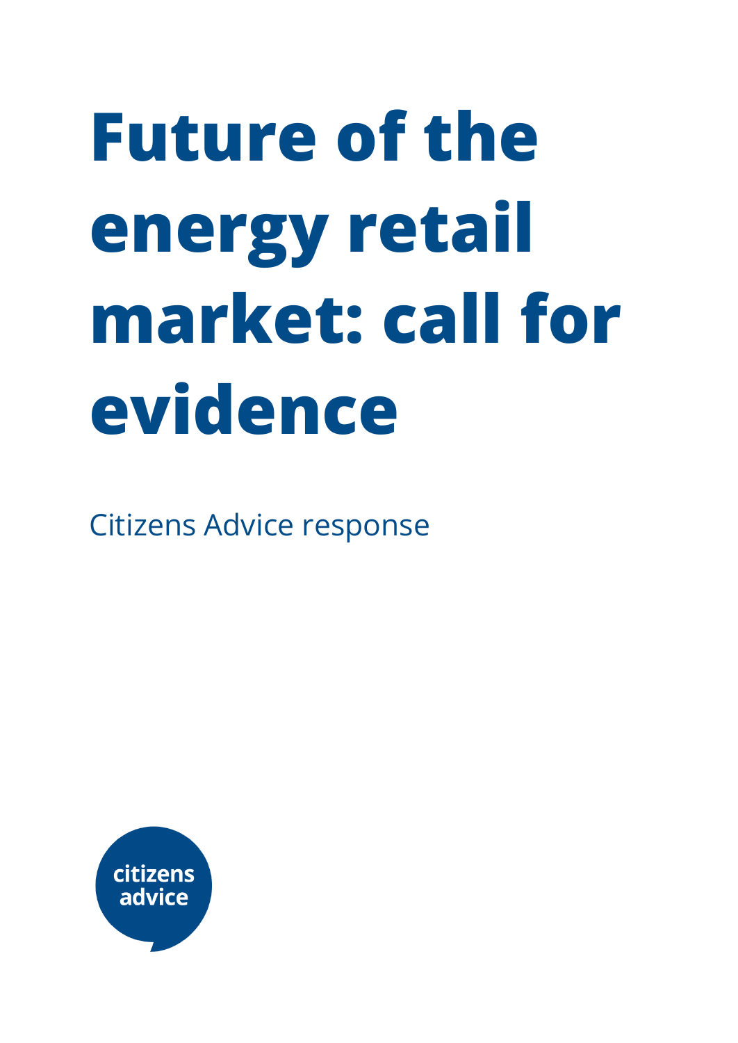# Future of the energy retail market: call for evidence

Citizens Advice response

citizens advice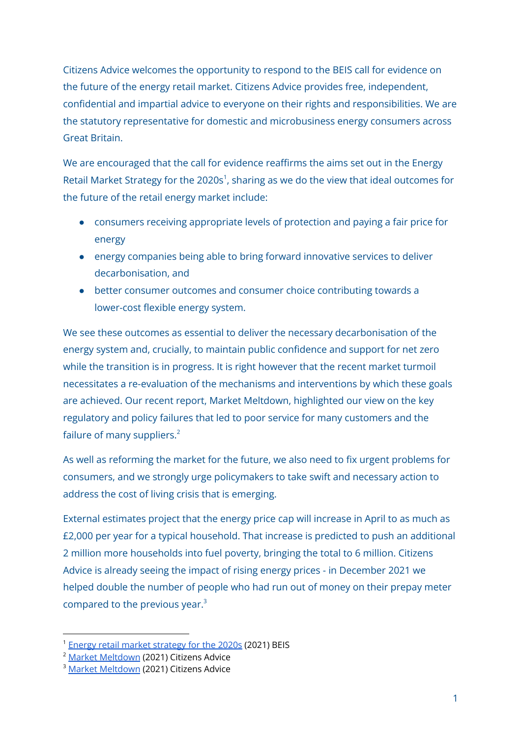Citizens Advice welcomes the opportunity to respond to the BEIS call for evidence on the future of the energy retail market. Citizens Advice provides free, independent, confidential and impartial advice to everyone on their rights and responsibilities. We are the statutory representative for domestic and microbusiness energy consumers across Great Britain.

We are encouraged that the call for evidence reaffirms the aims set out in the Energy Retail Market Strategy for the 2020s[1], sharing as we do the view that ideal outcomes for the future of the retail energy market include:

- consumers receiving appropriate levels of protection and paying a fair price for energy
- energy companies being able to bring forward innovative services to deliver decarbonisation, and
- better consumer outcomes and consumer choice contributing towards a lower-cost flexible energy system.

We see these outcomes as essential to deliver the necessary decarbonisation of the energy system and, crucially, to maintain public confidence and support for net zero while the transition is in progress. It is right however that the recent market turmoil necessitates a re-evaluation of the mechanisms and interventions by which these goals are achieved. Our recent report, Market Meltdown, highlighted our view on the key regulatory and policy failures that led to poor service for many customers and the failure of many suppliers.[2]

As well as reforming the market for the future, we also need to fix urgent problems for consumers, and we strongly urge policymakers to take swift and necessary action to address the cost of living crisis that is emerging.

External estimates project that the energy price cap will increase in April to as much as £2,000 per year for a typical household. That increase is predicted to push an additional 2 million more households into fuel poverty, bringing the total to 6 million. Citizens Advice is already seeing the impact of rising energy prices - in December 2021 we helped double the number of people who had run out of money on their prepay meter compared to the previous year.[3]

---

[1] Energy retail market strategy for the 2020s (2021) BEIS
[2] Market Meltdown (2021) Citizens Advice
[3] Market Meltdown (2021) Citizens Advice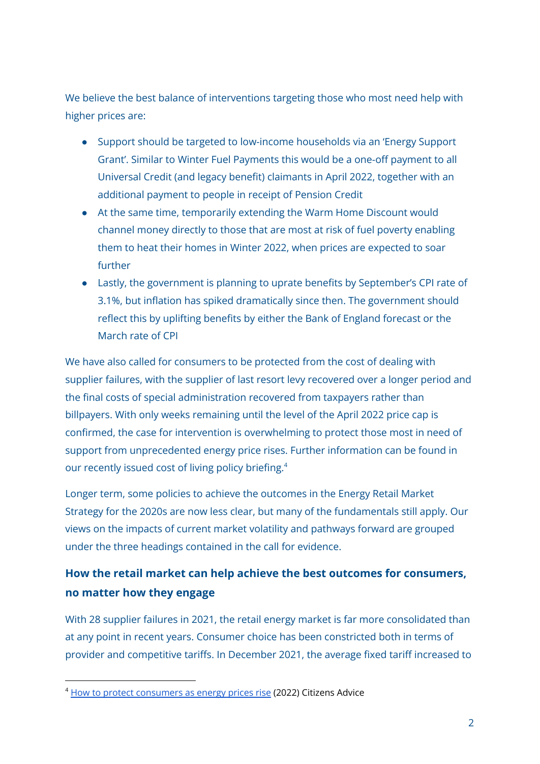We believe the best balance of interventions targeting those who most need help with higher prices are:

- Support should be targeted to low-income households via an 'Energy Support Grant'. Similar to Winter Fuel Payments this would be a one-off payment to all Universal Credit (and legacy benefit) claimants in April 2022, together with an additional payment to people in receipt of Pension Credit
- At the same time, temporarily extending the Warm Home Discount would channel money directly to those that are most at risk of fuel poverty enabling them to heat their homes in Winter 2022, when prices are expected to soar further
- Lastly, the government is planning to uprate benefits by September's CPI rate of 3.1%, but inflation has spiked dramatically since then. The government should reflect this by uplifting benefits by either the Bank of England forecast or the March rate of CPI

We have also called for consumers to be protected from the cost of dealing with supplier failures, with the supplier of last resort levy recovered over a longer period and the final costs of special administration recovered from taxpayers rather than billpayers. With only weeks remaining until the level of the April 2022 price cap is confirmed, the case for intervention is overwhelming to protect those most in need of support from unprecedented energy price rises. Further information can be found in our recently issued cost of living policy briefing.[4]

Longer term, some policies to achieve the outcomes in the Energy Retail Market Strategy for the 2020s are now less clear, but many of the fundamentals still apply. Our views on the impacts of current market volatility and pathways forward are grouped under the three headings contained in the call for evidence.

## How the retail market can help achieve the best outcomes for consumers, no matter how they engage

With 28 supplier failures in 2021, the retail energy market is far more consolidated than at any point in recent years. Consumer choice has been constricted both in terms of provider and competitive tariffs. In December 2021, the average fixed tariff increased to

[4] How to protect consumers as energy prices rise (2022) Citizens Advice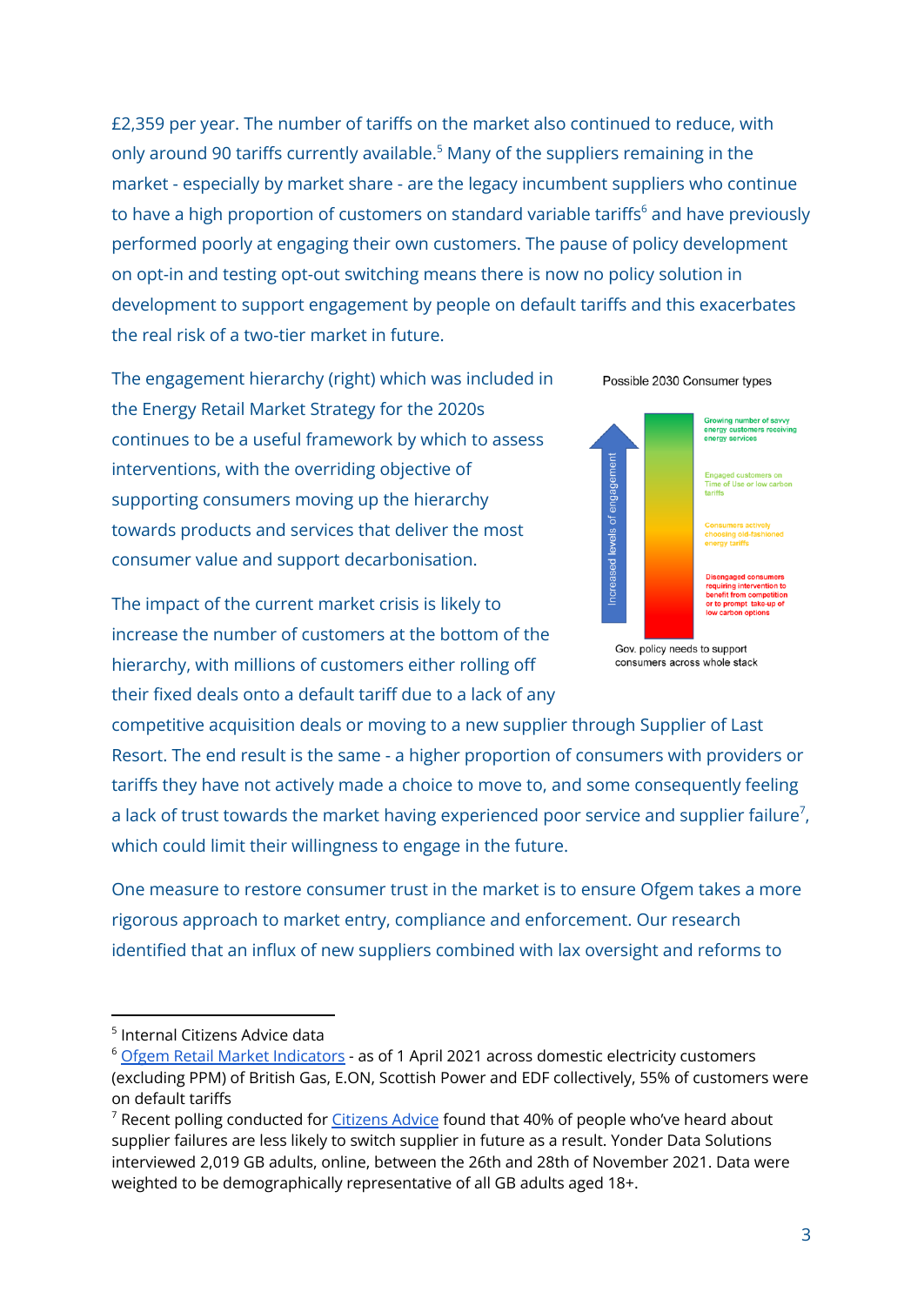£2,359 per year. The number of tariffs on the market also continued to reduce, with only around 90 tariffs currently available.[5] Many of the suppliers remaining in the market - especially by market share - are the legacy incumbent suppliers who continue to have a high proportion of customers on standard variable tariffs[6] and have previously performed poorly at engaging their own customers. The pause of policy development on opt-in and testing opt-out switching means there is now no policy solution in development to support engagement by people on default tariffs and this exacerbates the real risk of a two-tier market in future.

The engagement hierarchy (right) which was included in the Energy Retail Market Strategy for the 2020s continues to be a useful framework by which to assess interventions, with the overriding objective of supporting consumers moving up the hierarchy towards products and services that deliver the most consumer value and support decarbonisation.

Possible 2030 Consumer types

Increased levels of engagement

- Growing number of savvy energy customers receiving energy services
- Engaged customers on Time of Use or low carbon tariffs
- Consumers actively choosing old-fashioned energy tariffs
- Disengaged consumers requiring intervention to benefit from competition or to prompt take-up of low carbon options

Gov. policy needs to support consumers across whole stack

The impact of the current market crisis is likely to increase the number of customers at the bottom of the hierarchy, with millions of customers either rolling off their fixed deals onto a default tariff due to a lack of any competitive acquisition deals or moving to a new supplier through Supplier of Last Resort. The end result is the same - a higher proportion of consumers with providers or tariffs they have not actively made a choice to move to, and some consequently feeling a lack of trust towards the market having experienced poor service and supplier failure[7], which could limit their willingness to engage in the future.

One measure to restore consumer trust in the market is to ensure Ofgem takes a more rigorous approach to market entry, compliance and enforcement. Our research identified that an influx of new suppliers combined with lax oversight and reforms to

---

[5] Internal Citizens Advice data

[6] Ofgem Retail Market Indicators - as of 1 April 2021 across domestic electricity customers (excluding PPM) of British Gas, E.ON, Scottish Power and EDF collectively, 55% of customers were on default tariffs

[7] Recent polling conducted for Citizens Advice found that 40% of people who've heard about supplier failures are less likely to switch supplier in future as a result. Yonder Data Solutions interviewed 2,019 GB adults, online, between the 26th and 28th of November 2021. Data were weighted to be demographically representative of all GB adults aged 18+.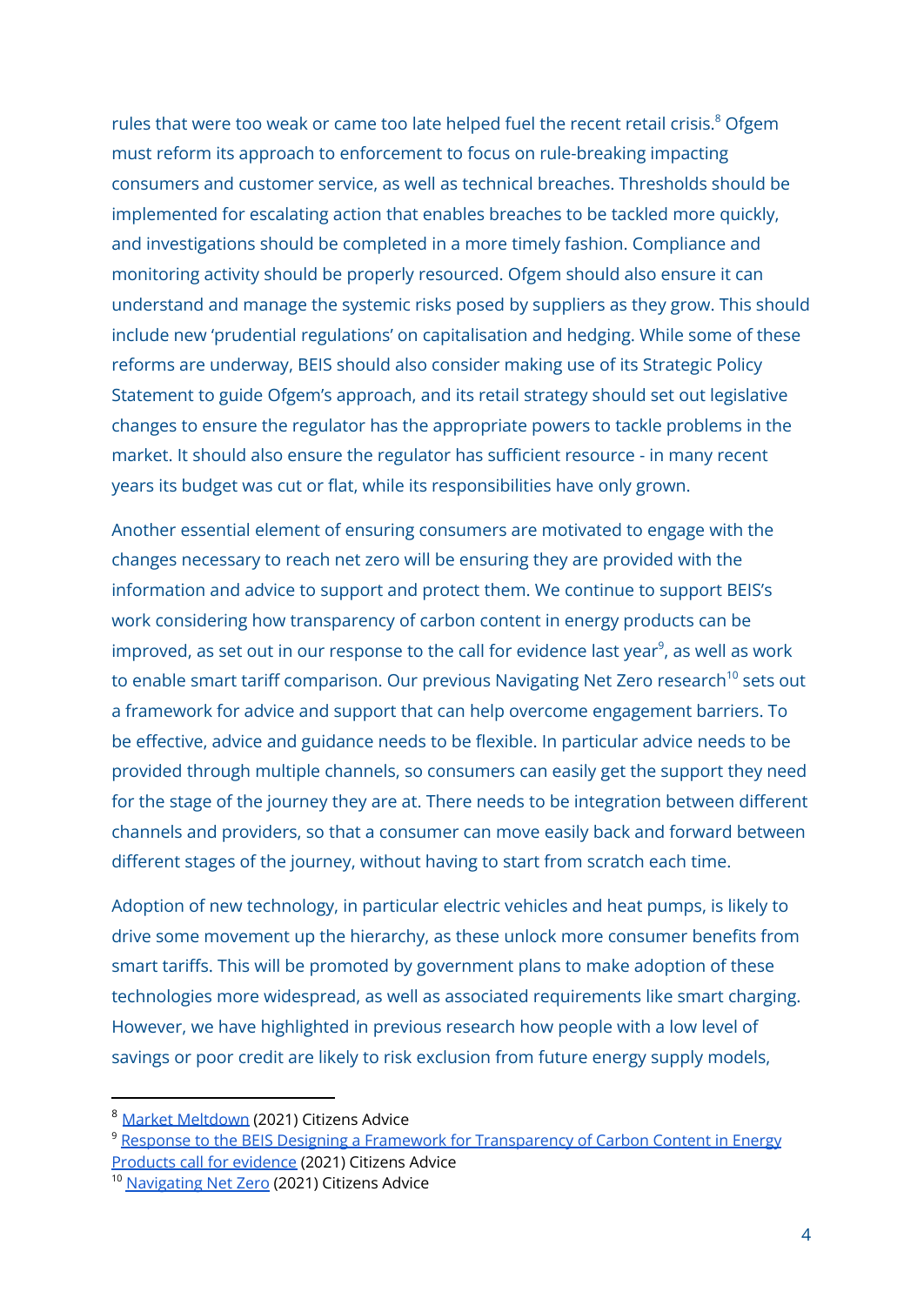rules that were too weak or came too late helped fuel the recent retail crisis.[8] Ofgem must reform its approach to enforcement to focus on rule-breaking impacting consumers and customer service, as well as technical breaches. Thresholds should be implemented for escalating action that enables breaches to be tackled more quickly, and investigations should be completed in a more timely fashion. Compliance and monitoring activity should be properly resourced. Ofgem should also ensure it can understand and manage the systemic risks posed by suppliers as they grow. This should include new 'prudential regulations' on capitalisation and hedging. While some of these reforms are underway, BEIS should also consider making use of its Strategic Policy Statement to guide Ofgem's approach, and its retail strategy should set out legislative changes to ensure the regulator has the appropriate powers to tackle problems in the market. It should also ensure the regulator has sufficient resource - in many recent years its budget was cut or flat, while its responsibilities have only grown.

Another essential element of ensuring consumers are motivated to engage with the changes necessary to reach net zero will be ensuring they are provided with the information and advice to support and protect them. We continue to support BEIS's work considering how transparency of carbon content in energy products can be improved, as set out in our response to the call for evidence last year[9], as well as work to enable smart tariff comparison. Our previous Navigating Net Zero research[10] sets out a framework for advice and support that can help overcome engagement barriers. To be effective, advice and guidance needs to be flexible. In particular advice needs to be provided through multiple channels, so consumers can easily get the support they need for the stage of the journey they are at. There needs to be integration between different channels and providers, so that a consumer can move easily back and forward between different stages of the journey, without having to start from scratch each time.

Adoption of new technology, in particular electric vehicles and heat pumps, is likely to drive some movement up the hierarchy, as these unlock more consumer benefits from smart tariffs. This will be promoted by government plans to make adoption of these technologies more widespread, as well as associated requirements like smart charging. However, we have highlighted in previous research how people with a low level of savings or poor credit are likely to risk exclusion from future energy supply models,

---

[8] Market Meltdown (2021) Citizens Advice

[9] Response to the BEIS Designing a Framework for Transparency of Carbon Content in Energy Products call for evidence (2021) Citizens Advice

[10] Navigating Net Zero (2021) Citizens Advice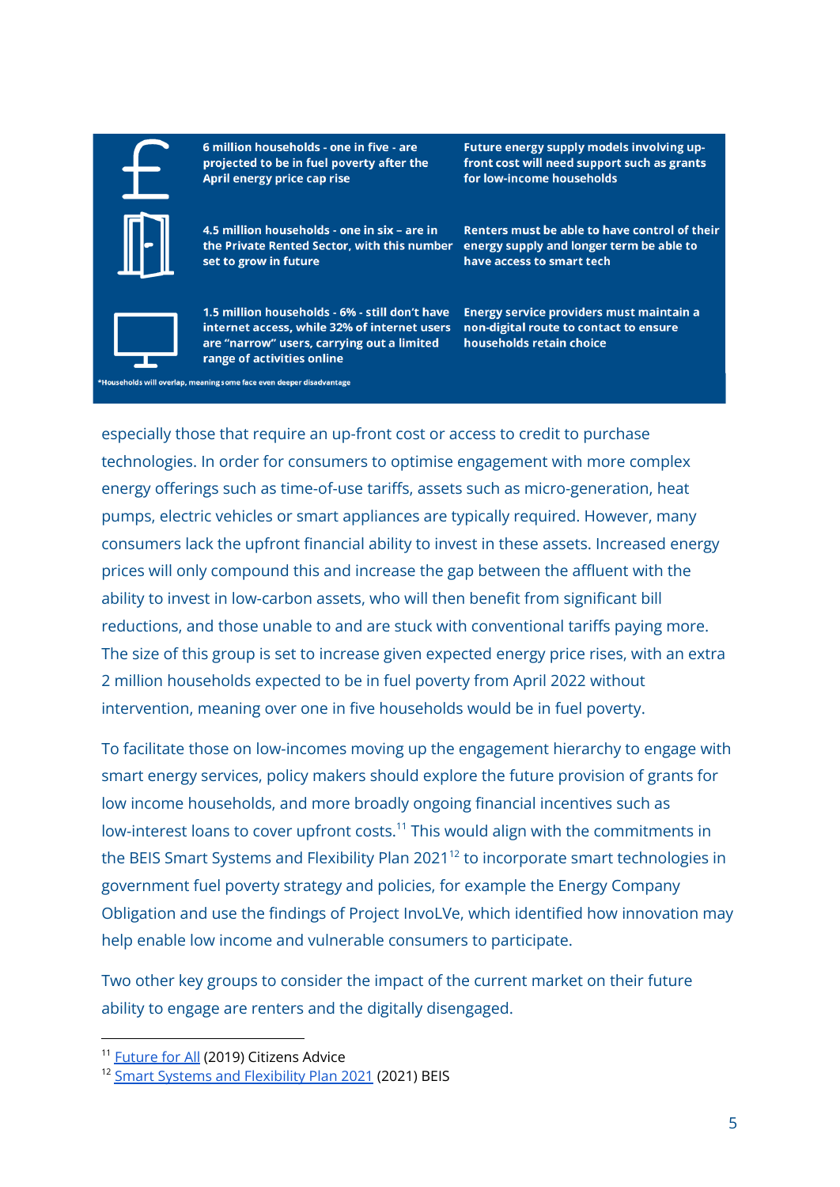| | |
|---|---|
| **6 million households - one in five - are projected to be in fuel poverty after the April energy price cap rise** | **Future energy supply models involving up-front cost will need support such as grants for low-income households** |
| **4.5 million households - one in six – are in the Private Rented Sector, with this number set to grow in future** | **Renters must be able to have control of their energy supply and longer term be able to have access to smart tech** |
| **1.5 million households - 6% - still don't have internet access, while 32% of internet users are "narrow" users, carrying out a limited range of activities online** | **Energy service providers must maintain a non-digital route to contact to ensure households retain choice** |

*Households will overlap, meaning some face even deeper disadvantage

especially those that require an up-front cost or access to credit to purchase technologies. In order for consumers to optimise engagement with more complex energy offerings such as time-of-use tariffs, assets such as micro-generation, heat pumps, electric vehicles or smart appliances are typically required. However, many consumers lack the upfront financial ability to invest in these assets. Increased energy prices will only compound this and increase the gap between the affluent with the ability to invest in low-carbon assets, who will then benefit from significant bill reductions, and those unable to and are stuck with conventional tariffs paying more. The size of this group is set to increase given expected energy price rises, with an extra 2 million households expected to be in fuel poverty from April 2022 without intervention, meaning over one in five households would be in fuel poverty.

To facilitate those on low-incomes moving up the engagement hierarchy to engage with smart energy services, policy makers should explore the future provision of grants for low income households, and more broadly ongoing financial incentives such as low-interest loans to cover upfront costs.[11] This would align with the commitments in the BEIS Smart Systems and Flexibility Plan 2021[12] to incorporate smart technologies in government fuel poverty strategy and policies, for example the Energy Company Obligation and use the findings of Project InvoLVe, which identified how innovation may help enable low income and vulnerable consumers to participate.

Two other key groups to consider the impact of the current market on their future ability to engage are renters and the digitally disengaged.

---

[11] Future for All (2019) Citizens Advice

[12] Smart Systems and Flexibility Plan 2021 (2021) BEIS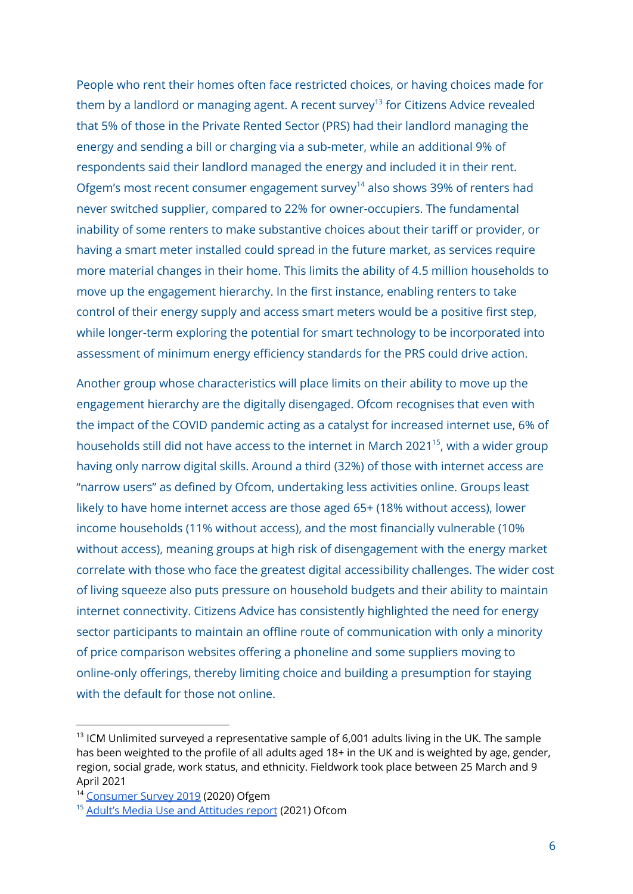People who rent their homes often face restricted choices, or having choices made for them by a landlord or managing agent. A recent survey[13] for Citizens Advice revealed that 5% of those in the Private Rented Sector (PRS) had their landlord managing the energy and sending a bill or charging via a sub-meter, while an additional 9% of respondents said their landlord managed the energy and included it in their rent. Ofgem's most recent consumer engagement survey[14] also shows 39% of renters had never switched supplier, compared to 22% for owner-occupiers. The fundamental inability of some renters to make substantive choices about their tariff or provider, or having a smart meter installed could spread in the future market, as services require more material changes in their home. This limits the ability of 4.5 million households to move up the engagement hierarchy. In the first instance, enabling renters to take control of their energy supply and access smart meters would be a positive first step, while longer-term exploring the potential for smart technology to be incorporated into assessment of minimum energy efficiency standards for the PRS could drive action.

Another group whose characteristics will place limits on their ability to move up the engagement hierarchy are the digitally disengaged. Ofcom recognises that even with the impact of the COVID pandemic acting as a catalyst for increased internet use, 6% of households still did not have access to the internet in March 2021[15], with a wider group having only narrow digital skills. Around a third (32%) of those with internet access are "narrow users" as defined by Ofcom, undertaking less activities online. Groups least likely to have home internet access are those aged 65+ (18% without access), lower income households (11% without access), and the most financially vulnerable (10% without access), meaning groups at high risk of disengagement with the energy market correlate with those who face the greatest digital accessibility challenges. The wider cost of living squeeze also puts pressure on household budgets and their ability to maintain internet connectivity. Citizens Advice has consistently highlighted the need for energy sector participants to maintain an offline route of communication with only a minority of price comparison websites offering a phoneline and some suppliers moving to online-only offerings, thereby limiting choice and building a presumption for staying with the default for those not online.

---

[13] ICM Unlimited surveyed a representative sample of 6,001 adults living in the UK. The sample has been weighted to the profile of all adults aged 18+ in the UK and is weighted by age, gender, region, social grade, work status, and ethnicity. Fieldwork took place between 25 March and 9 April 2021

[14] Consumer Survey 2019 (2020) Ofgem

[15] Adult's Media Use and Attitudes report (2021) Ofcom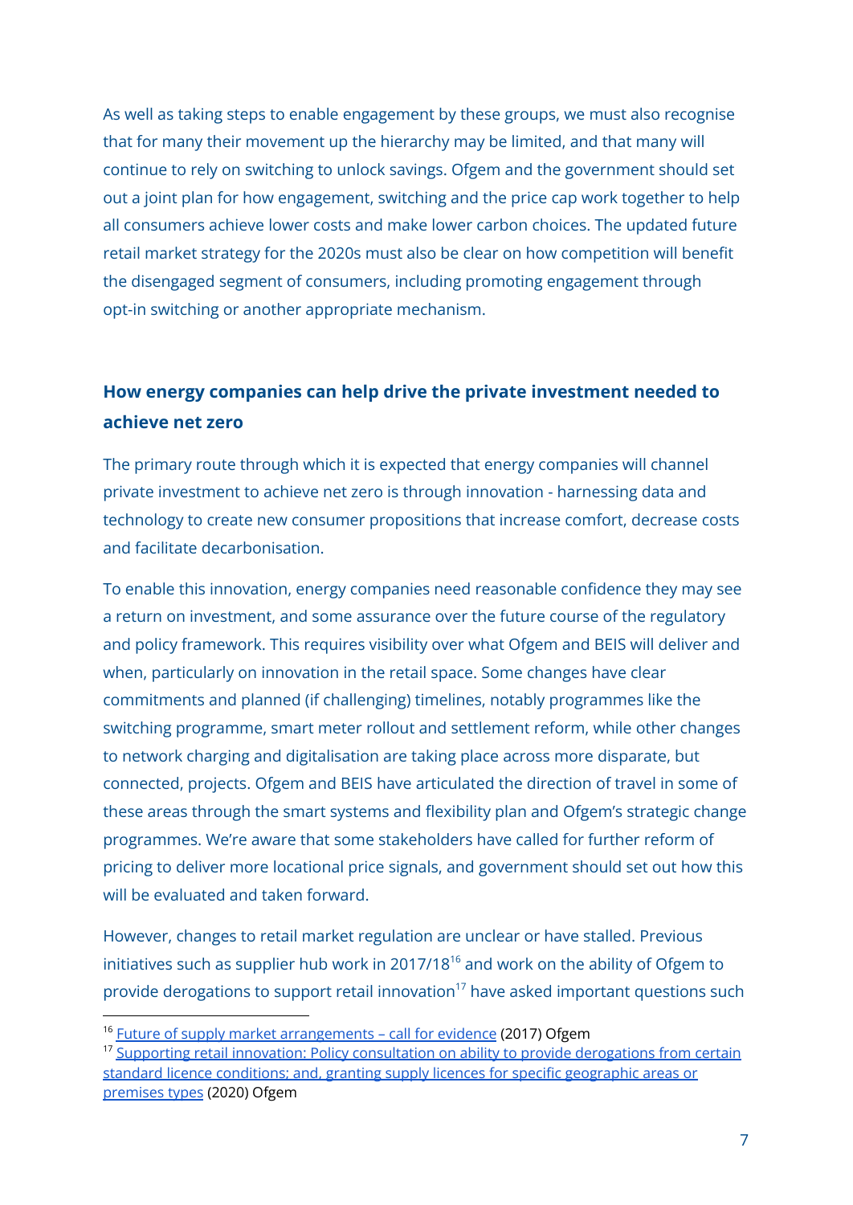As well as taking steps to enable engagement by these groups, we must also recognise that for many their movement up the hierarchy may be limited, and that many will continue to rely on switching to unlock savings. Ofgem and the government should set out a joint plan for how engagement, switching and the price cap work together to help all consumers achieve lower costs and make lower carbon choices. The updated future retail market strategy for the 2020s must also be clear on how competition will benefit the disengaged segment of consumers, including promoting engagement through opt-in switching or another appropriate mechanism.

## How energy companies can help drive the private investment needed to achieve net zero

The primary route through which it is expected that energy companies will channel private investment to achieve net zero is through innovation - harnessing data and technology to create new consumer propositions that increase comfort, decrease costs and facilitate decarbonisation.

To enable this innovation, energy companies need reasonable confidence they may see a return on investment, and some assurance over the future course of the regulatory and policy framework. This requires visibility over what Ofgem and BEIS will deliver and when, particularly on innovation in the retail space. Some changes have clear commitments and planned (if challenging) timelines, notably programmes like the switching programme, smart meter rollout and settlement reform, while other changes to network charging and digitalisation are taking place across more disparate, but connected, projects. Ofgem and BEIS have articulated the direction of travel in some of these areas through the smart systems and flexibility plan and Ofgem's strategic change programmes. We're aware that some stakeholders have called for further reform of pricing to deliver more locational price signals, and government should set out how this will be evaluated and taken forward.

However, changes to retail market regulation are unclear or have stalled. Previous initiatives such as supplier hub work in 2017/18[16] and work on the ability of Ofgem to provide derogations to support retail innovation[17] have asked important questions such

---

[16] Future of supply market arrangements – call for evidence (2017) Ofgem

[17] Supporting retail innovation: Policy consultation on ability to provide derogations from certain standard licence conditions; and, granting supply licences for specific geographic areas or premises types (2020) Ofgem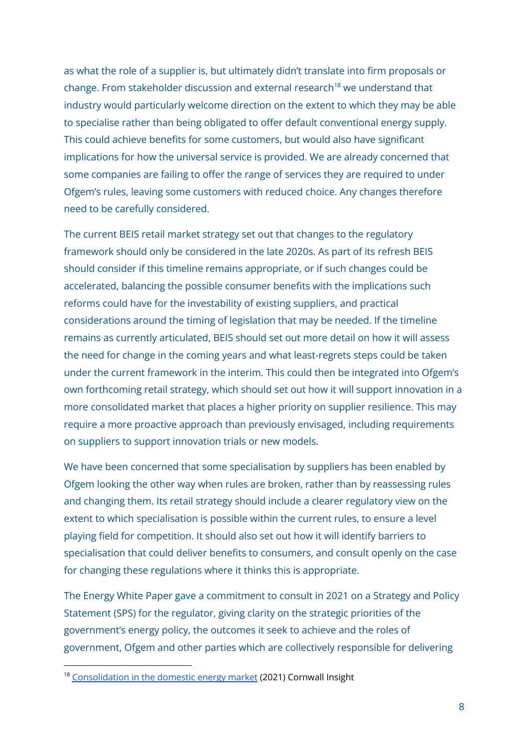as what the role of a supplier is, but ultimately didn't translate into firm proposals or change. From stakeholder discussion and external research[18] we understand that industry would particularly welcome direction on the extent to which they may be able to specialise rather than being obligated to offer default conventional energy supply. This could achieve benefits for some customers, but would also have significant implications for how the universal service is provided. We are already concerned that some companies are failing to offer the range of services they are required to under Ofgem's rules, leaving some customers with reduced choice. Any changes therefore need to be carefully considered.

The current BEIS retail market strategy set out that changes to the regulatory framework should only be considered in the late 2020s. As part of its refresh BEIS should consider if this timeline remains appropriate, or if such changes could be accelerated, balancing the possible consumer benefits with the implications such reforms could have for the investability of existing suppliers, and practical considerations around the timing of legislation that may be needed. If the timeline remains as currently articulated, BEIS should set out more detail on how it will assess the need for change in the coming years and what least-regrets steps could be taken under the current framework in the interim. This could then be integrated into Ofgem's own forthcoming retail strategy, which should set out how it will support innovation in a more consolidated market that places a higher priority on supplier resilience. This may require a more proactive approach than previously envisaged, including requirements on suppliers to support innovation trials or new models.

We have been concerned that some specialisation by suppliers has been enabled by Ofgem looking the other way when rules are broken, rather than by reassessing rules and changing them. Its retail strategy should include a clearer regulatory view on the extent to which specialisation is possible within the current rules, to ensure a level playing field for competition. It should also set out how it will identify barriers to specialisation that could deliver benefits to consumers, and consult openly on the case for changing these regulations where it thinks this is appropriate.

The Energy White Paper gave a commitment to consult in 2021 on a Strategy and Policy Statement (SPS) for the regulator, giving clarity on the strategic priorities of the government's energy policy, the outcomes it seek to achieve and the roles of government, Ofgem and other parties which are collectively responsible for delivering

---

[18] [Consolidation in the domestic energy market](#) (2021) Cornwall Insight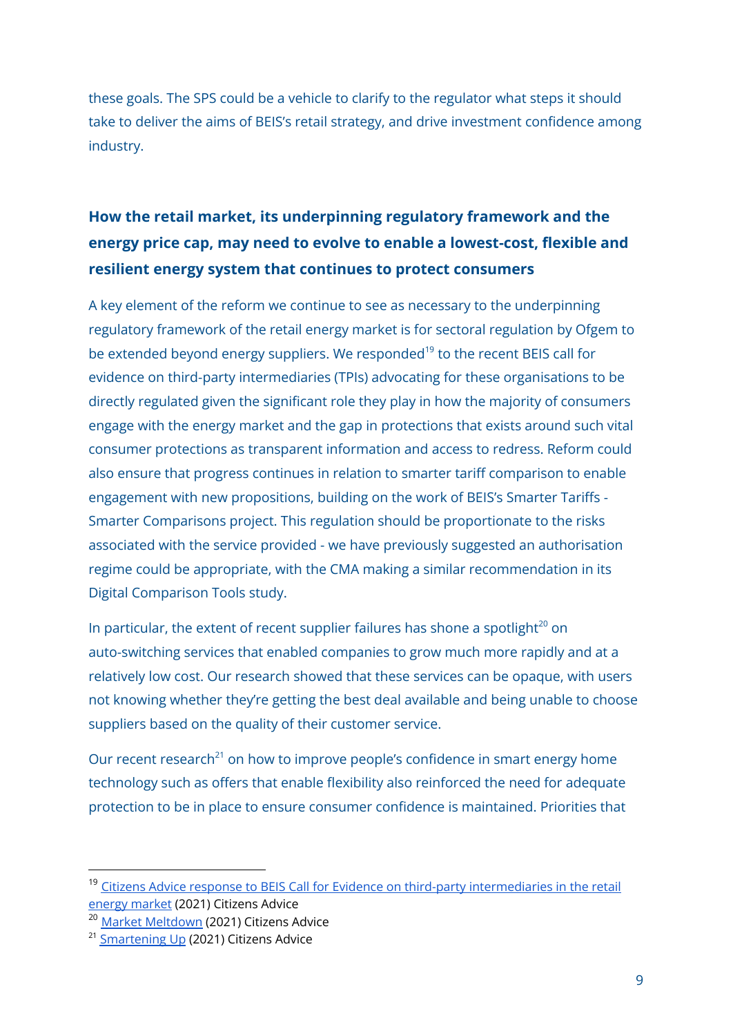these goals. The SPS could be a vehicle to clarify to the regulator what steps it should take to deliver the aims of BEIS's retail strategy, and drive investment confidence among industry.

## How the retail market, its underpinning regulatory framework and the energy price cap, may need to evolve to enable a lowest-cost, flexible and resilient energy system that continues to protect consumers

A key element of the reform we continue to see as necessary to the underpinning regulatory framework of the retail energy market is for sectoral regulation by Ofgem to be extended beyond energy suppliers. We responded[19] to the recent BEIS call for evidence on third-party intermediaries (TPIs) advocating for these organisations to be directly regulated given the significant role they play in how the majority of consumers engage with the energy market and the gap in protections that exists around such vital consumer protections as transparent information and access to redress. Reform could also ensure that progress continues in relation to smarter tariff comparison to enable engagement with new propositions, building on the work of BEIS's Smarter Tariffs - Smarter Comparisons project. This regulation should be proportionate to the risks associated with the service provided - we have previously suggested an authorisation regime could be appropriate, with the CMA making a similar recommendation in its Digital Comparison Tools study.

In particular, the extent of recent supplier failures has shone a spotlight[20] on auto-switching services that enabled companies to grow much more rapidly and at a relatively low cost. Our research showed that these services can be opaque, with users not knowing whether they're getting the best deal available and being unable to choose suppliers based on the quality of their customer service.

Our recent research[21] on how to improve people's confidence in smart energy home technology such as offers that enable flexibility also reinforced the need for adequate protection to be in place to ensure consumer confidence is maintained. Priorities that

---

[19] Citizens Advice response to BEIS Call for Evidence on third-party intermediaries in the retail energy market (2021) Citizens Advice

[20] Market Meltdown (2021) Citizens Advice

[21] Smartening Up (2021) Citizens Advice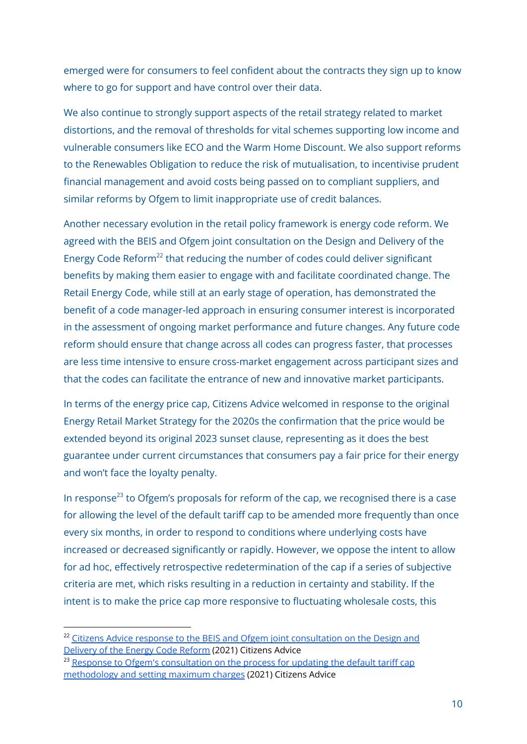emerged were for consumers to feel confident about the contracts they sign up to know where to go for support and have control over their data.

We also continue to strongly support aspects of the retail strategy related to market distortions, and the removal of thresholds for vital schemes supporting low income and vulnerable consumers like ECO and the Warm Home Discount. We also support reforms to the Renewables Obligation to reduce the risk of mutualisation, to incentivise prudent financial management and avoid costs being passed on to compliant suppliers, and similar reforms by Ofgem to limit inappropriate use of credit balances.

Another necessary evolution in the retail policy framework is energy code reform. We agreed with the BEIS and Ofgem joint consultation on the Design and Delivery of the Energy Code Reform[22] that reducing the number of codes could deliver significant benefits by making them easier to engage with and facilitate coordinated change. The Retail Energy Code, while still at an early stage of operation, has demonstrated the benefit of a code manager-led approach in ensuring consumer interest is incorporated in the assessment of ongoing market performance and future changes. Any future code reform should ensure that change across all codes can progress faster, that processes are less time intensive to ensure cross-market engagement across participant sizes and that the codes can facilitate the entrance of new and innovative market participants.

In terms of the energy price cap, Citizens Advice welcomed in response to the original Energy Retail Market Strategy for the 2020s the confirmation that the price would be extended beyond its original 2023 sunset clause, representing as it does the best guarantee under current circumstances that consumers pay a fair price for their energy and won't face the loyalty penalty.

In response[23] to Ofgem's proposals for reform of the cap, we recognised there is a case for allowing the level of the default tariff cap to be amended more frequently than once every six months, in order to respond to conditions where underlying costs have increased or decreased significantly or rapidly. However, we oppose the intent to allow for ad hoc, effectively retrospective redetermination of the cap if a series of subjective criteria are met, which risks resulting in a reduction in certainty and stability. If the intent is to make the price cap more responsive to fluctuating wholesale costs, this

---

[22] Citizens Advice response to the BEIS and Ofgem joint consultation on the Design and Delivery of the Energy Code Reform (2021) Citizens Advice

[23] Response to Ofgem's consultation on the process for updating the default tariff cap methodology and setting maximum charges (2021) Citizens Advice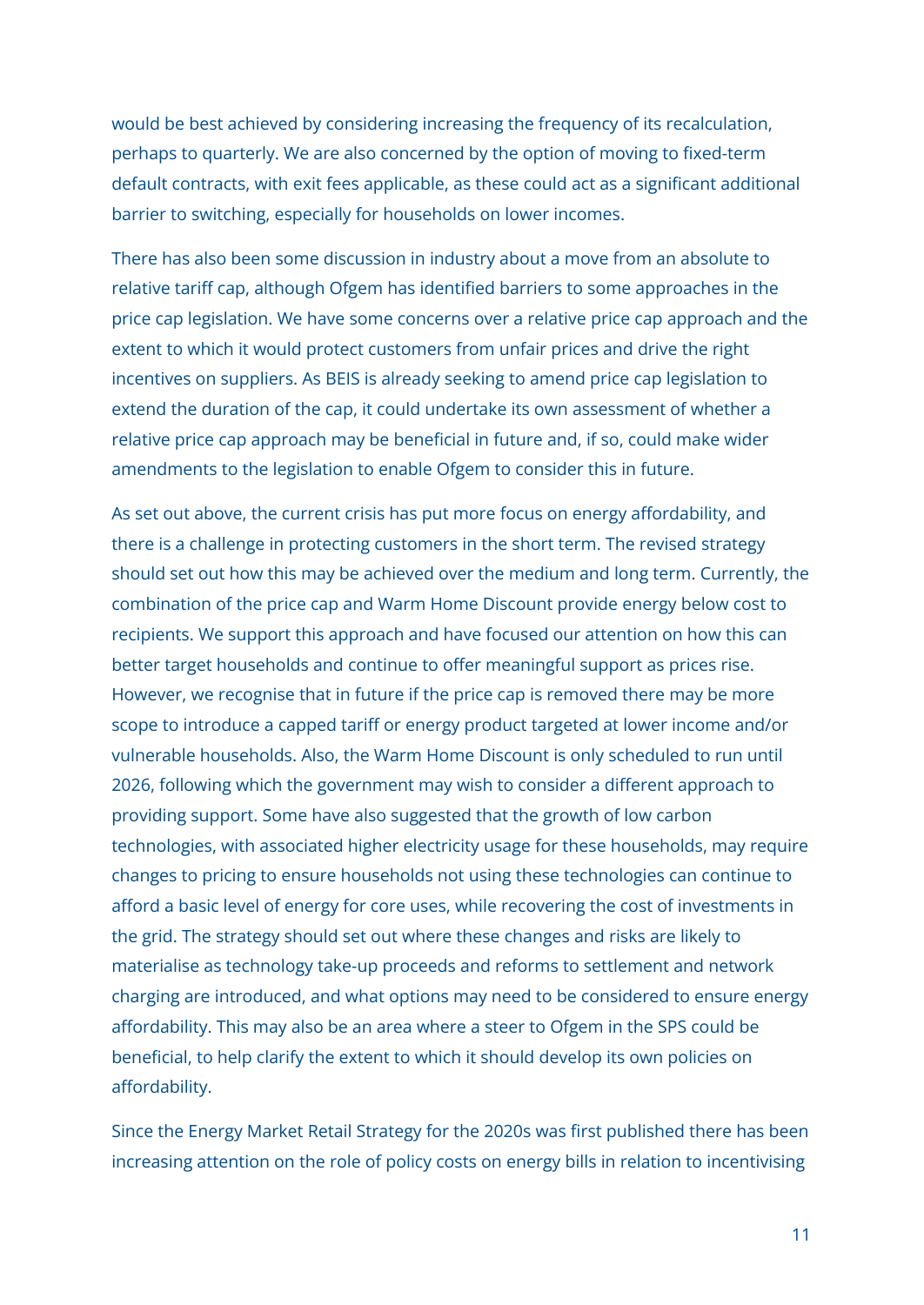would be best achieved by considering increasing the frequency of its recalculation, perhaps to quarterly. We are also concerned by the option of moving to fixed-term default contracts, with exit fees applicable, as these could act as a significant additional barrier to switching, especially for households on lower incomes.

There has also been some discussion in industry about a move from an absolute to relative tariff cap, although Ofgem has identified barriers to some approaches in the price cap legislation. We have some concerns over a relative price cap approach and the extent to which it would protect customers from unfair prices and drive the right incentives on suppliers. As BEIS is already seeking to amend price cap legislation to extend the duration of the cap, it could undertake its own assessment of whether a relative price cap approach may be beneficial in future and, if so, could make wider amendments to the legislation to enable Ofgem to consider this in future.

As set out above, the current crisis has put more focus on energy affordability, and there is a challenge in protecting customers in the short term. The revised strategy should set out how this may be achieved over the medium and long term. Currently, the combination of the price cap and Warm Home Discount provide energy below cost to recipients. We support this approach and have focused our attention on how this can better target households and continue to offer meaningful support as prices rise. However, we recognise that in future if the price cap is removed there may be more scope to introduce a capped tariff or energy product targeted at lower income and/or vulnerable households. Also, the Warm Home Discount is only scheduled to run until 2026, following which the government may wish to consider a different approach to providing support. Some have also suggested that the growth of low carbon technologies, with associated higher electricity usage for these households, may require changes to pricing to ensure households not using these technologies can continue to afford a basic level of energy for core uses, while recovering the cost of investments in the grid. The strategy should set out where these changes and risks are likely to materialise as technology take-up proceeds and reforms to settlement and network charging are introduced, and what options may need to be considered to ensure energy affordability. This may also be an area where a steer to Ofgem in the SPS could be beneficial, to help clarify the extent to which it should develop its own policies on affordability.

Since the Energy Market Retail Strategy for the 2020s was first published there has been increasing attention on the role of policy costs on energy bills in relation to incentivising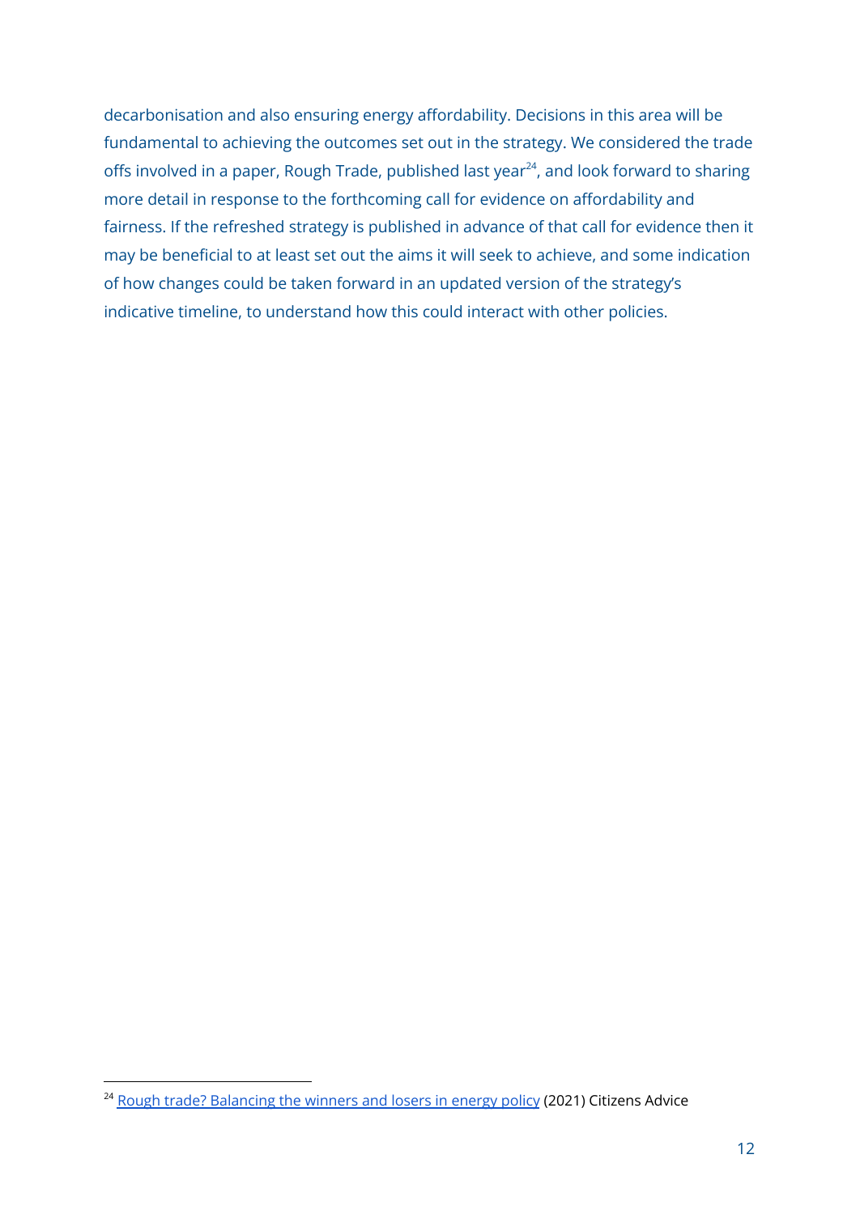decarbonisation and also ensuring energy affordability. Decisions in this area will be fundamental to achieving the outcomes set out in the strategy. We considered the trade offs involved in a paper, Rough Trade, published last year[24], and look forward to sharing more detail in response to the forthcoming call for evidence on affordability and fairness. If the refreshed strategy is published in advance of that call for evidence then it may be beneficial to at least set out the aims it will seek to achieve, and some indication of how changes could be taken forward in an updated version of the strategy's indicative timeline, to understand how this could interact with other policies.

---

[24] Rough trade? Balancing the winners and losers in energy policy (2021) Citizens Advice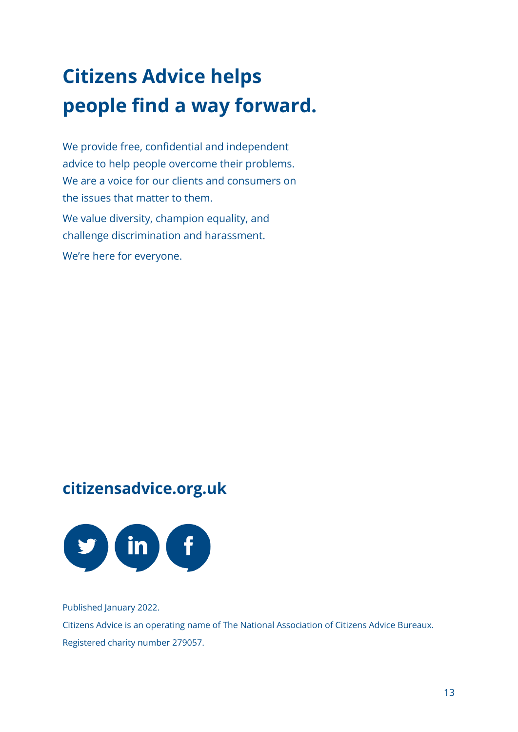# Citizens Advice helps people find a way forward.

We provide free, confidential and independent advice to help people overcome their problems. We are a voice for our clients and consumers on the issues that matter to them.

We value diversity, champion equality, and challenge discrimination and harassment.

We're here for everyone.

## citizensadvice.org.uk

Published January 2022.

Citizens Advice is an operating name of The National Association of Citizens Advice Bureaux.

Registered charity number 279057.